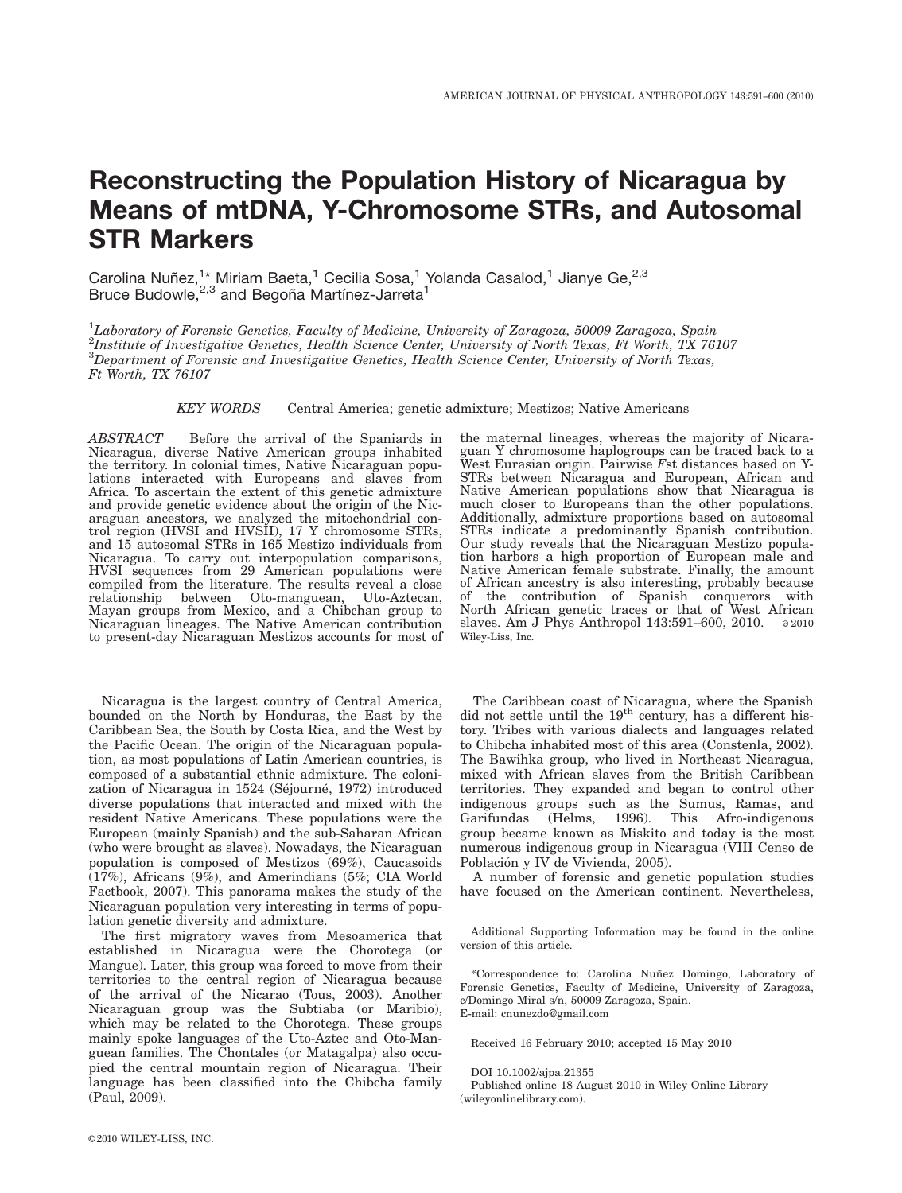# Reconstructing the Population History of Nicaragua by Means of mtDNA, Y-Chromosome STRs, and Autosomal STR Markers

Carolina Nuñez,[1*] Miriam Baeta,[1] Cecilia Sosa,[1] Yolanda Casalod,[1] Jianye Ge,[2,3] Bruce Budowle,[2,3] and Begoña Martínez-Jarreta[1]

[1]*Laboratory of Forensic Genetics, Faculty of Medicine, University of Zaragoza, 50009 Zaragoza, Spain*
[2]*Institute of Investigative Genetics, Health Science Center, University of North Texas, Ft Worth, TX 76107*
[3]*Department of Forensic and Investigative Genetics, Health Science Center, University of North Texas, Ft Worth, TX 76107*

*KEY WORDS* Central America; genetic admixture; Mestizos; Native Americans

*ABSTRACT* Before the arrival of the Spaniards in Nicaragua, diverse Native American groups inhabited the territory. In colonial times, Native Nicaraguan populations interacted with Europeans and slaves from Africa. To ascertain the extent of this genetic admixture and provide genetic evidence about the origin of the Nicaraguan ancestors, we analyzed the mitochondrial control region (HVSI and HVSII), 17 Y chromosome STRs, and 15 autosomal STRs in 165 Mestizo individuals from Nicaragua. To carry out interpopulation comparisons, HVSI sequences from 29 American populations were compiled from the literature. The results reveal a close relationship between Oto-manguean, Uto-Aztecan, Mayan groups from Mexico, and a Chibchan group to Nicaraguan lineages. The Native American contribution to present-day Nicaraguan Mestizos accounts for most of the maternal lineages, whereas the majority of Nicaraguan Y chromosome haplogroups can be traced back to a West Eurasian origin. Pairwise *F*st distances based on Y-STRs between Nicaragua and European, African and Native American populations show that Nicaragua is much closer to Europeans than the other populations. Additionally, admixture proportions based on autosomal STRs indicate a predominantly Spanish contribution. Our study reveals that the Nicaraguan Mestizo population harbors a high proportion of European male and Native American female substrate. Finally, the amount of African ancestry is also interesting, probably because of the contribution of Spanish conquerors with North African genetic traces or that of West African slaves. Am J Phys Anthropol 143:591–600, 2010. © 2010 Wiley-Liss, Inc.

Nicaragua is the largest country of Central America, bounded on the North by Honduras, the East by the Caribbean Sea, the South by Costa Rica, and the West by the Pacific Ocean. The origin of the Nicaraguan population, as most populations of Latin American countries, is composed of a substantial ethnic admixture. The colonization of Nicaragua in 1524 (Séjourné, 1972) introduced diverse populations that interacted and mixed with the resident Native Americans. These populations were the European (mainly Spanish) and the sub-Saharan African (who were brought as slaves). Nowadays, the Nicaraguan population is composed of Mestizos (69%), Caucasoids (17%), Africans (9%), and Amerindians (5%; CIA World Factbook, 2007). This panorama makes the study of the Nicaraguan population very interesting in terms of population genetic diversity and admixture.

The first migratory waves from Mesoamerica that established in Nicaragua were the Chorotega (or Mangue). Later, this group was forced to move from their territories to the central region of Nicaragua because of the arrival of the Nicarao (Tous, 2003). Another Nicaraguan group was the Subtiaba (or Maribio), which may be related to the Chorotega. These groups mainly spoke languages of the Uto-Aztec and Oto-Manguean families. The Chontales (or Matagalpa) also occupied the central mountain region of Nicaragua. Their language has been classified into the Chibcha family (Paul, 2009).

The Caribbean coast of Nicaragua, where the Spanish did not settle until the 19th century, has a different history. Tribes with various dialects and languages related to Chibcha inhabited most of this area (Constenla, 2002). The Bawihka group, who lived in Northeast Nicaragua, mixed with African slaves from the British Caribbean territories. They expanded and began to control other indigenous groups such as the Sumus, Ramas, and Garifundas (Helms, 1996). This Afro-indigenous group became known as Miskito and today is the most numerous indigenous group in Nicaragua (VIII Censo de Población y IV de Vivienda, 2005).

A number of forensic and genetic population studies have focused on the American continent. Nevertheless,

Additional Supporting Information may be found in the online version of this article.

*Correspondence to: Carolina Nuñez Domingo, Laboratory of Forensic Genetics, Faculty of Medicine, University of Zaragoza, c/Domingo Miral s/n, 50009 Zaragoza, Spain. E-mail: cnunezdo@gmail.com

Received 16 February 2010; accepted 15 May 2010

DOI 10.1002/ajpa.21355
Published online 18 August 2010 in Wiley Online Library (wileyonlinelibrary.com).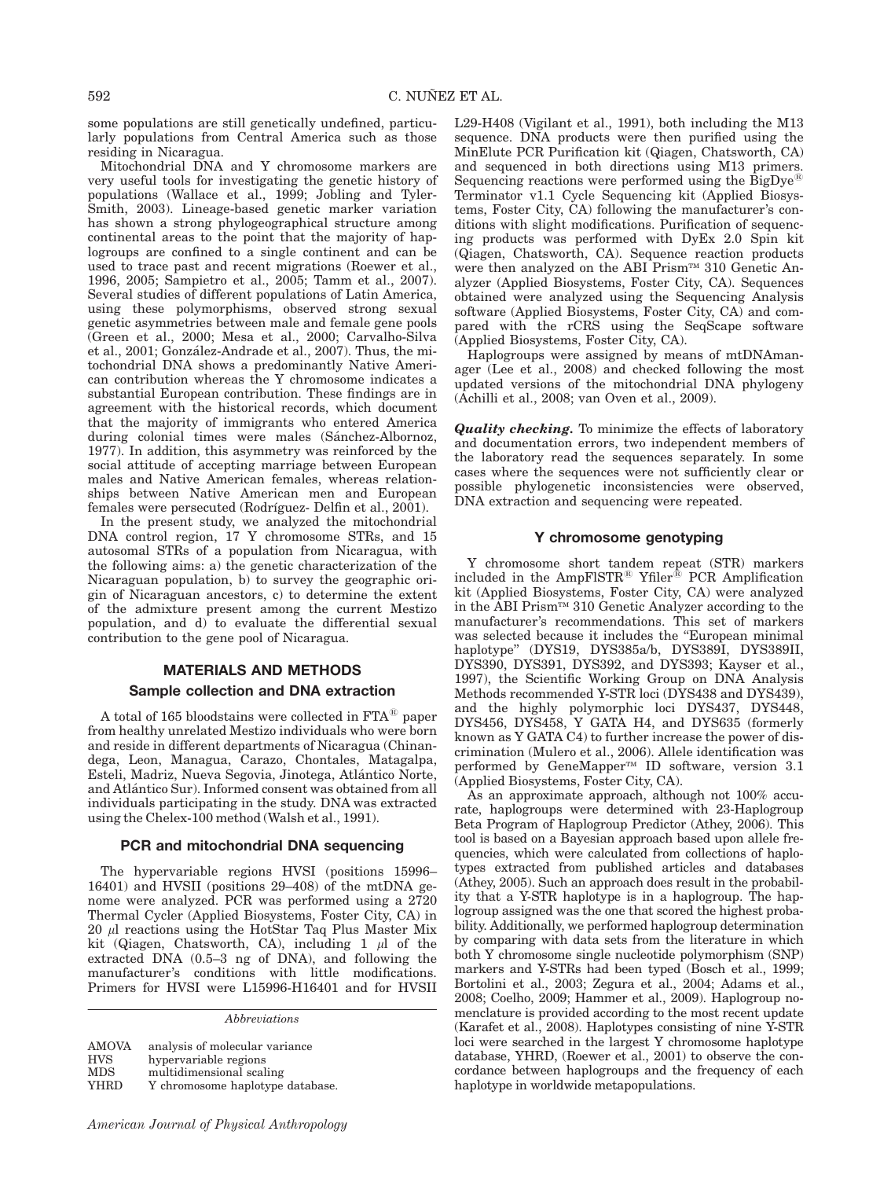some populations are still genetically undefined, particularly populations from Central America such as those residing in Nicaragua.

Mitochondrial DNA and Y chromosome markers are very useful tools for investigating the genetic history of populations (Wallace et al., 1999; Jobling and Tyler-Smith, 2003). Lineage-based genetic marker variation has shown a strong phylogeographical structure among continental areas to the point that the majority of haplogroups are confined to a single continent and can be used to trace past and recent migrations (Roewer et al., 1996, 2005; Sampietro et al., 2005; Tamm et al., 2007). Several studies of different populations of Latin America, using these polymorphisms, observed strong sexual genetic asymmetries between male and female gene pools (Green et al., 2000; Mesa et al., 2000; Carvalho-Silva et al., 2001; González-Andrade et al., 2007). Thus, the mitochondrial DNA shows a predominantly Native American contribution whereas the Y chromosome indicates a substantial European contribution. These findings are in agreement with the historical records, which document that the majority of immigrants who entered America during colonial times were males (Sánchez-Albornoz, 1977). In addition, this asymmetry was reinforced by the social attitude of accepting marriage between European males and Native American females, whereas relationships between Native American men and European females were persecuted (Rodríguez- Delfin et al., 2001).

In the present study, we analyzed the mitochondrial DNA control region, 17 Y chromosome STRs, and 15 autosomal STRs of a population from Nicaragua, with the following aims: a) the genetic characterization of the Nicaraguan population, b) to survey the geographic origin of Nicaraguan ancestors, c) to determine the extent of the admixture present among the current Mestizo population, and d) to evaluate the differential sexual contribution to the gene pool of Nicaragua.

## MATERIALS AND METHODS

### Sample collection and DNA extraction

A total of 165 bloodstains were collected in FTA® paper from healthy unrelated Mestizo individuals who were born and reside in different departments of Nicaragua (Chinandega, Leon, Managua, Carazo, Chontales, Matagalpa, Esteli, Madriz, Nueva Segovia, Jinotega, Atlántico Norte, and Atlántico Sur). Informed consent was obtained from all individuals participating in the study. DNA was extracted using the Chelex-100 method (Walsh et al., 1991).

### PCR and mitochondrial DNA sequencing

The hypervariable regions HVSI (positions 15996–16401) and HVSII (positions 29–408) of the mtDNA genome were analyzed. PCR was performed using a 2720 Thermal Cycler (Applied Biosystems, Foster City, CA) in 20 μl reactions using the HotStar Taq Plus Master Mix kit (Qiagen, Chatsworth, CA), including 1 μl of the extracted DNA (0.5–3 ng of DNA), and following the manufacturer's conditions with little modifications. Primers for HVSI were L15996-H16401 and for HVSII L29-H408 (Vigilant et al., 1991), both including the M13 sequence. DNA products were then purified using the MinElute PCR Purification kit (Qiagen, Chatsworth, CA) and sequenced in both directions using M13 primers. Sequencing reactions were performed using the BigDye® Terminator v1.1 Cycle Sequencing kit (Applied Biosystems, Foster City, CA) following the manufacturer's conditions with slight modifications. Purification of sequencing products was performed with DyEx 2.0 Spin kit (Qiagen, Chatsworth, CA). Sequence reaction products were then analyzed on the ABI Prism™ 310 Genetic Analyzer (Applied Biosystems, Foster City, CA). Sequences obtained were analyzed using the Sequencing Analysis software (Applied Biosystems, Foster City, CA) and compared with the rCRS using the SeqScape software (Applied Biosystems, Foster City, CA).

Haplogroups were assigned by means of mtDNAmanager (Lee et al., 2008) and checked following the most updated versions of the mitochondrial DNA phylogeny (Achilli et al., 2008; van Oven et al., 2009).

***Quality checking.*** To minimize the effects of laboratory and documentation errors, two independent members of the laboratory read the sequences separately. In some cases where the sequences were not sufficiently clear or possible phylogenetic inconsistencies were observed, DNA extraction and sequencing were repeated.

### Y chromosome genotyping

Y chromosome short tandem repeat (STR) markers included in the AmpFlSTR® Yfiler® PCR Amplification kit (Applied Biosystems, Foster City, CA) were analyzed in the ABI Prism™ 310 Genetic Analyzer according to the manufacturer's recommendations. This set of markers was selected because it includes the "European minimal haplotype" (DYS19, DYS385a/b, DYS389I, DYS389II, DYS390, DYS391, DYS392, and DYS393; Kayser et al., 1997), the Scientific Working Group on DNA Analysis Methods recommended Y-STR loci (DYS438 and DYS439), and the highly polymorphic loci DYS437, DYS448, DYS456, DYS458, Y GATA H4, and DYS635 (formerly known as Y GATA C4) to further increase the power of discrimination (Mulero et al., 2006). Allele identification was performed by GeneMapper™ ID software, version 3.1 (Applied Biosystems, Foster City, CA).

As an approximate approach, although not 100% accurate, haplogroups were determined with 23-Haplogroup Beta Program of Haplogroup Predictor (Athey, 2006). This tool is based on a Bayesian approach based upon allele frequencies, which were calculated from collections of haplotypes extracted from published articles and databases (Athey, 2005). Such an approach does result in the probability that a Y-STR haplotype is in a haplogroup. The haplogroup assigned was the one that scored the highest probability. Additionally, we performed haplogroup determination by comparing with data sets from the literature in which both Y chromosome single nucleotide polymorphism (SNP) markers and Y-STRs had been typed (Bosch et al., 1999; Bortolini et al., 2003; Zegura et al., 2004; Adams et al., 2008; Coelho, 2009; Hammer et al., 2009). Haplogroup nomenclature is provided according to the most recent update (Karafet et al., 2008). Haplotypes consisting of nine Y-STR loci were searched in the largest Y chromosome haplotype database, YHRD, (Roewer et al., 2001) to observe the concordance between haplogroups and the frequency of each haplotype in worldwide metapopulations.

*Abbreviations*

| | |
|---|---|
| AMOVA | analysis of molecular variance |
| HVS | hypervariable regions |
| MDS | multidimensional scaling |
| YHRD | Y chromosome haplotype database. |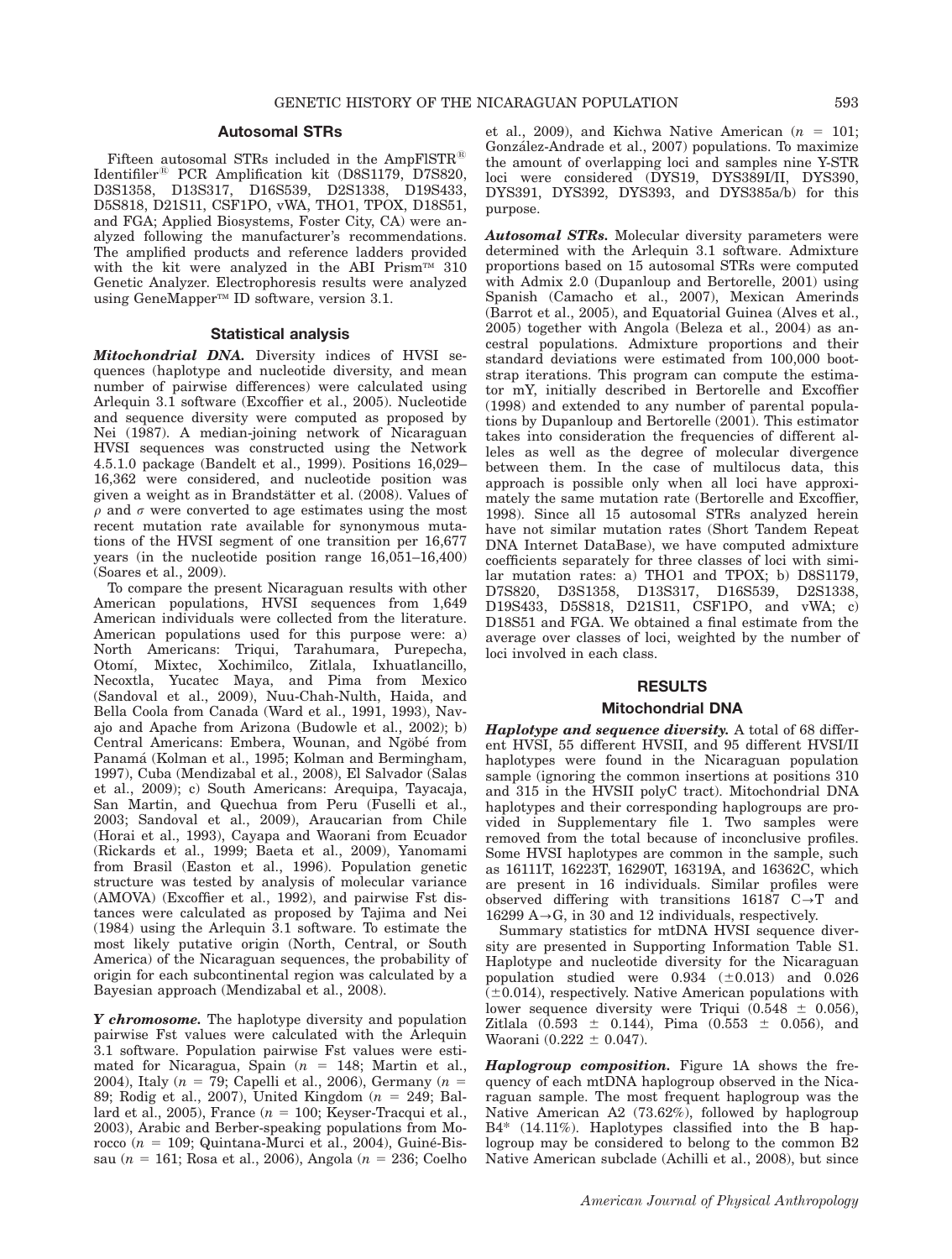### Autosomal STRs

Fifteen autosomal STRs included in the AmpFlSTR® Identifiler® PCR Amplification kit (D8S1179, D7S820, D3S1358, D13S317, D16S539, D2S1338, D19S433, D5S818, D21S11, CSF1PO, vWA, THO1, TPOX, D18S51, and FGA; Applied Biosystems, Foster City, CA) were analyzed following the manufacturer's recommendations. The amplified products and reference ladders provided with the kit were analyzed in the ABI Prism™ 310 Genetic Analyzer. Electrophoresis results were analyzed using GeneMapper™ ID software, version 3.1.

### Statistical analysis

***Mitochondrial DNA.*** Diversity indices of HVSI sequences (haplotype and nucleotide diversity, and mean number of pairwise differences) were calculated using Arlequin 3.1 software (Excoffier et al., 2005). Nucleotide and sequence diversity were computed as proposed by Nei (1987). A median-joining network of Nicaraguan HVSI sequences was constructed using the Network 4.5.1.0 package (Bandelt et al., 1999). Positions 16,029–16,362 were considered, and nucleotide position was given a weight as in Brandstätter et al. (2008). Values of $\rho$ and $\sigma$ were converted to age estimates using the most recent mutation rate available for synonymous mutations of the HVSI segment of one transition per 16,677 years (in the nucleotide position range 16,051–16,400) (Soares et al., 2009).

To compare the present Nicaraguan results with other American populations, HVSI sequences from 1,649 American individuals were collected from the literature. American populations used for this purpose were: a) North Americans: Triqui, Tarahumara, Purepecha, Otomí, Mixtec, Xochimilco, Zitlala, Ixhuatlancillo, Necoxtla, Yucatec Maya, and Pima from Mexico (Sandoval et al., 2009), Nuu-Chah-Nulth, Haida, and Bella Coola from Canada (Ward et al., 1991, 1993), Navajo and Apache from Arizona (Budowle et al., 2002); b) Central Americans: Embera, Wounan, and Ngöbé from Panamá (Kolman et al., 1995; Kolman and Bermingham, 1997), Cuba (Mendizabal et al., 2008), El Salvador (Salas et al., 2009); c) South Americans: Arequipa, Tayacaja, San Martin, and Quechua from Peru (Fuselli et al., 2003; Sandoval et al., 2009), Araucarian from Chile (Horai et al., 1993), Cayapa and Waorani from Ecuador (Rickards et al., 1999; Baeta et al., 2009), Yanomami from Brasil (Easton et al., 1996). Population genetic structure was tested by analysis of molecular variance (AMOVA) (Excoffier et al., 1992), and pairwise Fst distances were calculated as proposed by Tajima and Nei (1984) using the Arlequin 3.1 software. To estimate the most likely putative origin (North, Central, or South America) of the Nicaraguan sequences, the probability of origin for each subcontinental region was calculated by a Bayesian approach (Mendizabal et al., 2008).

***Y chromosome.*** The haplotype diversity and population pairwise Fst values were calculated with the Arlequin 3.1 software. Population pairwise Fst values were estimated for Nicaragua, Spain ($n$ = 148; Martin et al., 2004), Italy ($n$ = 79; Capelli et al., 2006), Germany ($n$ = 89; Rodig et al., 2007), United Kingdom ($n$ = 249; Ballard et al., 2005), France ($n$ = 100; Keyser-Tracqui et al., 2003), Arabic and Berber-speaking populations from Morocco ($n$ = 109; Quintana-Murci et al., 2004), Guiné-Bissau ($n$ = 161; Rosa et al., 2006), Angola ($n$ = 236; Coelho et al., 2009), and Kichwa Native American ($n$ = 101; González-Andrade et al., 2007) populations. To maximize the amount of overlapping loci and samples nine Y-STR loci were considered (DYS19, DYS389I/II, DYS390, DYS391, DYS392, DYS393, and DYS385a/b) for this purpose.

***Autosomal STRs.*** Molecular diversity parameters were determined with the Arlequin 3.1 software. Admixture proportions based on 15 autosomal STRs were computed with Admix 2.0 (Dupanloup and Bertorelle, 2001) using Spanish (Camacho et al., 2007), Mexican Amerinds (Barrot et al., 2005), and Equatorial Guinea (Alves et al., 2005) together with Angola (Beleza et al., 2004) as ancestral populations. Admixture proportions and their standard deviations were estimated from 100,000 bootstrap iterations. This program can compute the estimator mY, initially described in Bertorelle and Excoffier (1998) and extended to any number of parental populations by Dupanloup and Bertorelle (2001). This estimator takes into consideration the frequencies of different alleles as well as the degree of molecular divergence between them. In the case of multilocus data, this approach is possible only when all loci have approximately the same mutation rate (Bertorelle and Excoffier, 1998). Since all 15 autosomal STRs analyzed herein have not similar mutation rates (Short Tandem Repeat DNA Internet DataBase), we have computed admixture coefficients separately for three classes of loci with similar mutation rates: a) THO1 and TPOX; b) D8S1179, D7S820, D3S1358, D13S317, D16S539, D2S1338, D19S433, D5S818, D21S11, CSF1PO, and vWA; c) D18S51 and FGA. We obtained a final estimate from the average over classes of loci, weighted by the number of loci involved in each class.

## RESULTS

### Mitochondrial DNA

***Haplotype and sequence diversity.*** A total of 68 different HVSI, 55 different HVSII, and 95 different HVSI/II haplotypes were found in the Nicaraguan population sample (ignoring the common insertions at positions 310 and 315 in the HVSII polyC tract). Mitochondrial DNA haplotypes and their corresponding haplogroups are provided in Supplementary file 1. Two samples were removed from the total because of inconclusive profiles. Some HVSI haplotypes are common in the sample, such as 16111T, 16223T, 16290T, 16319A, and 16362C, which are present in 16 individuals. Similar profiles were observed differing with transitions 16187 C→T and 16299 A→G, in 30 and 12 individuals, respectively.

Summary statistics for mtDNA HVSI sequence diversity are presented in Supporting Information Table S1. Haplotype and nucleotide diversity for the Nicaraguan population studied were 0.934 (±0.013) and 0.026 (±0.014), respectively. Native American populations with lower sequence diversity were Triqui (0.548 ± 0.056), Zitlala (0.593 ± 0.144), Pima (0.553 ± 0.056), and Waorani (0.222 ± 0.047).

***Haplogroup composition.*** Figure 1A shows the frequency of each mtDNA haplogroup observed in the Nicaraguan sample. The most frequent haplogroup was the Native American A2 (73.62%), followed by haplogroup B4* (14.11%). Haplotypes classified into the B haplogroup may be considered to belong to the common B2 Native American subclade (Achilli et al., 2008), but since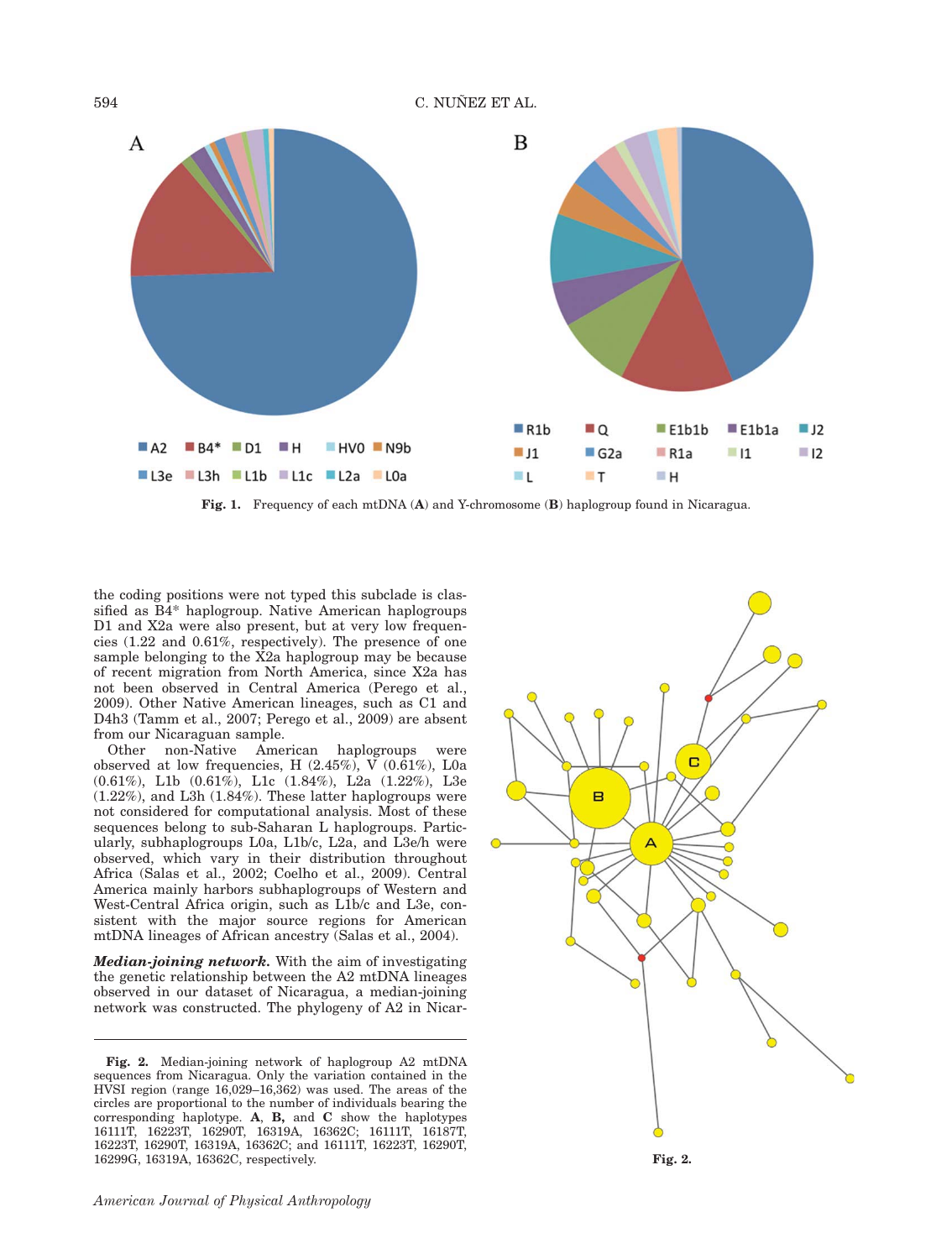Fig. 1. Frequency of each mtDNA (**A**) and Y-chromosome (**B**) haplogroup found in Nicaragua.

the coding positions were not typed this subclade is classified as B4* haplogroup. Native American haplogroups D1 and X2a were also present, but at very low frequencies (1.22 and 0.61%, respectively). The presence of one sample belonging to the X2a haplogroup may be because of recent migration from North America, since X2a has not been observed in Central America (Perego et al., 2009). Other Native American lineages, such as C1 and D4h3 (Tamm et al., 2007; Perego et al., 2009) are absent from our Nicaraguan sample.

Other non-Native American haplogroups were observed at low frequencies, H (2.45%), V (0.61%), L0a (0.61%), L1b (0.61%), L1c (1.84%), L2a (1.22%), L3e (1.22%), and L3h (1.84%). These latter haplogroups were not considered for computational analysis. Most of these sequences belong to sub-Saharan L haplogroups. Particularly, subhaplogroups L0a, L1b/c, L2a, and L3e/h were observed, which vary in their distribution throughout Africa (Salas et al., 2002; Coelho et al., 2009). Central America mainly harbors subhaplogroups of Western and West-Central Africa origin, such as L1b/c and L3e, consistent with the major source regions for American mtDNA lineages of African ancestry (Salas et al., 2004).

***Median-joining network.*** With the aim of investigating the genetic relationship between the A2 mtDNA lineages observed in our dataset of Nicaragua, a median-joining network was constructed. The phylogeny of A2 in Nicar-

**Fig. 2.** Median-joining network of haplogroup A2 mtDNA sequences from Nicaragua. Only the variation contained in the HVSI region (range 16,029–16,362) was used. The areas of the circles are proportional to the number of individuals bearing the corresponding haplotype. **A**, **B,** and **C** show the haplotypes 16111T, 16223T, 16290T, 16319A, 16362C; 16111T, 16187T, 16223T, 16290T, 16319A, 16362C; and 16111T, 16223T, 16290T, 16299G, 16319A, 16362C, respectively.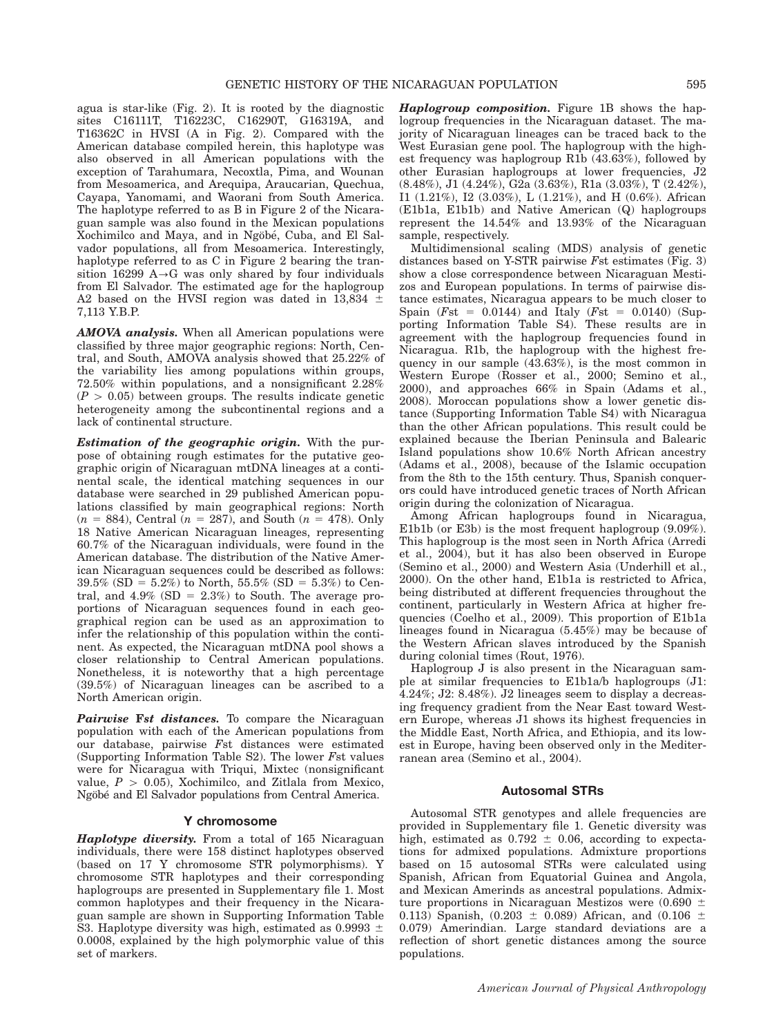agua is star-like (Fig. 2). It is rooted by the diagnostic sites C16111T, T16223C, C16290T, G16319A, and T16362C in HVSI (A in Fig. 2). Compared with the American database compiled herein, this haplotype was also observed in all American populations with the exception of Tarahumara, Necoxtla, Pima, and Wounan from Mesoamerica, and Arequipa, Araucarian, Quechua, Cayapa, Yanomami, and Waorani from South America. The haplotype referred to as B in Figure 2 of the Nicaraguan sample was also found in the Mexican populations Xochimilco and Maya, and in Ngöbé, Cuba, and El Salvador populations, all from Mesoamerica. Interestingly, haplotype referred to as C in Figure 2 bearing the transition 16299 A→G was only shared by four individuals from El Salvador. The estimated age for the haplogroup A2 based on the HVSI region was dated in 13,834 ± 7,113 Y.B.P.

***AMOVA analysis.*** When all American populations were classified by three major geographic regions: North, Central, and South, AMOVA analysis showed that 25.22% of the variability lies among populations within groups, 72.50% within populations, and a nonsignificant 2.28% ($P > 0.05$) between groups. The results indicate genetic heterogeneity among the subcontinental regions and a lack of continental structure.

***Estimation of the geographic origin.*** With the purpose of obtaining rough estimates for the putative geographic origin of Nicaraguan mtDNA lineages at a continental scale, the identical matching sequences in our database were searched in 29 published American populations classified by main geographical regions: North ($n$ = 884), Central ($n$ = 287), and South ($n$ = 478). Only 18 Native American Nicaraguan lineages, representing 60.7% of the Nicaraguan individuals, were found in the American database. The distribution of the Native American Nicaraguan sequences could be described as follows: 39.5% (SD = 5.2%) to North, 55.5% (SD = 5.3%) to Central, and 4.9% (SD = 2.3%) to South. The average proportions of Nicaraguan sequences found in each geographical region can be used as an approximation to infer the relationship of this population within the continent. As expected, the Nicaraguan mtDNA pool shows a closer relationship to Central American populations. Nonetheless, it is noteworthy that a high percentage (39.5%) of Nicaraguan lineages can be ascribed to a North American origin.

***Pairwise Fst distances.*** To compare the Nicaraguan population with each of the American populations from our database, pairwise *F*st distances were estimated (Supporting Information Table S2). The lower *F*st values were for Nicaragua with Triqui, Mixtec (nonsignificant value, $P > 0.05$), Xochimilco, and Zitlala from Mexico, Ngöbé and El Salvador populations from Central America.

## Y chromosome

***Haplotype diversity.*** From a total of 165 Nicaraguan individuals, there were 158 distinct haplotypes observed (based on 17 Y chromosome STR polymorphisms). Y chromosome STR haplotypes and their corresponding haplogroups are presented in Supplementary file 1. Most common haplotypes and their frequency in the Nicaraguan sample are shown in Supporting Information Table S3. Haplotype diversity was high, estimated as 0.9993 ± 0.0008, explained by the high polymorphic value of this set of markers.

***Haplogroup composition.*** Figure 1B shows the haplogroup frequencies in the Nicaraguan dataset. The majority of Nicaraguan lineages can be traced back to the West Eurasian gene pool. The haplogroup with the highest frequency was haplogroup R1b (43.63%), followed by other Eurasian haplogroups at lower frequencies, J2 (8.48%), J1 (4.24%), G2a (3.63%), R1a (3.03%), T (2.42%), I1 (1.21%), I2 (3.03%), L (1.21%), and H (0.6%). African (E1b1a, E1b1b) and Native American (Q) haplogroups represent the 14.54% and 13.93% of the Nicaraguan sample, respectively.

Multidimensional scaling (MDS) analysis of genetic distances based on Y-STR pairwise *F*st estimates (Fig. 3) show a close correspondence between Nicaraguan Mestizos and European populations. In terms of pairwise distance estimates, Nicaragua appears to be much closer to Spain (*F*st = 0.0144) and Italy (*F*st = 0.0140) (Supporting Information Table S4). These results are in agreement with the haplogroup frequencies found in Nicaragua. R1b, the haplogroup with the highest frequency in our sample (43.63%), is the most common in Western Europe (Rosser et al., 2000; Semino et al., 2000), and approaches 66% in Spain (Adams et al., 2008). Moroccan populations show a lower genetic distance (Supporting Information Table S4) with Nicaragua than the other African populations. This result could be explained because the Iberian Peninsula and Balearic Island populations show 10.6% North African ancestry (Adams et al., 2008), because of the Islamic occupation from the 8th to the 15th century. Thus, Spanish conquerors could have introduced genetic traces of North African origin during the colonization of Nicaragua.

Among African haplogroups found in Nicaragua, E1b1b (or E3b) is the most frequent haplogroup (9.09%). This haplogroup is the most seen in North Africa (Arredi et al., 2004), but it has also been observed in Europe (Semino et al., 2000) and Western Asia (Underhill et al., 2000). On the other hand, E1b1a is restricted to Africa, being distributed at different frequencies throughout the continent, particularly in Western Africa at higher frequencies (Coelho et al., 2009). This proportion of E1b1a lineages found in Nicaragua (5.45%) may be because of the Western African slaves introduced by the Spanish during colonial times (Rout, 1976).

Haplogroup J is also present in the Nicaraguan sample at similar frequencies to E1b1a/b haplogroups (J1: 4.24%; J2: 8.48%). J2 lineages seem to display a decreasing frequency gradient from the Near East toward Western Europe, whereas J1 shows its highest frequencies in the Middle East, North Africa, and Ethiopia, and its lowest in Europe, having been observed only in the Mediterranean area (Semino et al., 2004).

## Autosomal STRs

Autosomal STR genotypes and allele frequencies are provided in Supplementary file 1. Genetic diversity was high, estimated as 0.792 ± 0.06, according to expectations for admixed populations. Admixture proportions based on 15 autosomal STRs were calculated using Spanish, African from Equatorial Guinea and Angola, and Mexican Amerinds as ancestral populations. Admixture proportions in Nicaraguan Mestizos were (0.690 ± 0.113) Spanish, (0.203 ± 0.089) African, and (0.106 ± 0.079) Amerindian. Large standard deviations are a reflection of short genetic distances among the source populations.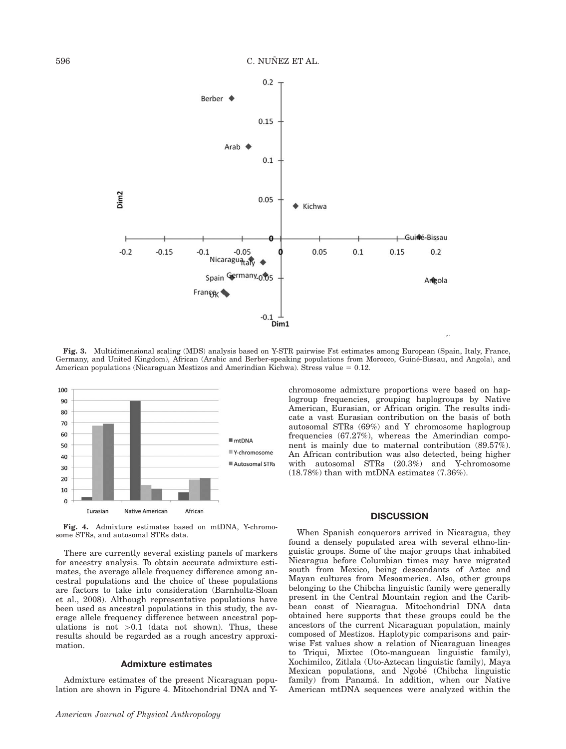**Fig. 3.** Multidimensional scaling (MDS) analysis based on Y-STR pairwise Fst estimates among European (Spain, Italy, France, Germany, and United Kingdom), African (Arabic and Berber-speaking populations from Morocco, Guiné-Bissau, and Angola), and American populations (Nicaraguan Mestizos and Amerindian Kichwa). Stress value = 0.12.

**Fig. 4.** Admixture estimates based on mtDNA, Y-chromosome STRs, and autosomal STRs data.

There are currently several existing panels of markers for ancestry analysis. To obtain accurate admixture estimates, the average allele frequency difference among ancestral populations and the choice of these populations are factors to take into consideration (Barnholtz-Sloan et al., 2008). Although representative populations have been used as ancestral populations in this study, the average allele frequency difference between ancestral populations is not >0.1 (data not shown). Thus, these results should be regarded as a rough ancestry approximation.

### Admixture estimates

Admixture estimates of the present Nicaraguan population are shown in Figure 4. Mitochondrial DNA and Y-chromosome admixture proportions were based on haplogroup frequencies, grouping haplogroups by Native American, Eurasian, or African origin. The results indicate a vast Eurasian contribution on the basis of both autosomal STRs (69%) and Y chromosome haplogroup frequencies (67.27%), whereas the Amerindian component is mainly due to maternal contribution (89.57%). An African contribution was also detected, being higher with autosomal STRs (20.3%) and Y-chromosome (18.78%) than with mtDNA estimates (7.36%).

## DISCUSSION

When Spanish conquerors arrived in Nicaragua, they found a densely populated area with several ethno-linguistic groups. Some of the major groups that inhabited Nicaragua before Columbian times may have migrated south from Mexico, being descendants of Aztec and Mayan cultures from Mesoamerica. Also, other groups belonging to the Chibcha linguistic family were generally present in the Central Mountain region and the Caribbean coast of Nicaragua. Mitochondrial DNA data obtained here supports that these groups could be the ancestors of the current Nicaraguan population, mainly composed of Mestizos. Haplotypic comparisons and pairwise Fst values show a relation of Nicaraguan lineages to Triqui, Mixtec (Oto-manguean linguistic family), Xochimilco, Zitlala (Uto-Aztecan linguistic family), Maya Mexican populations, and Ngobé (Chibcha linguistic family) from Panamá. In addition, when our Native American mtDNA sequences were analyzed within the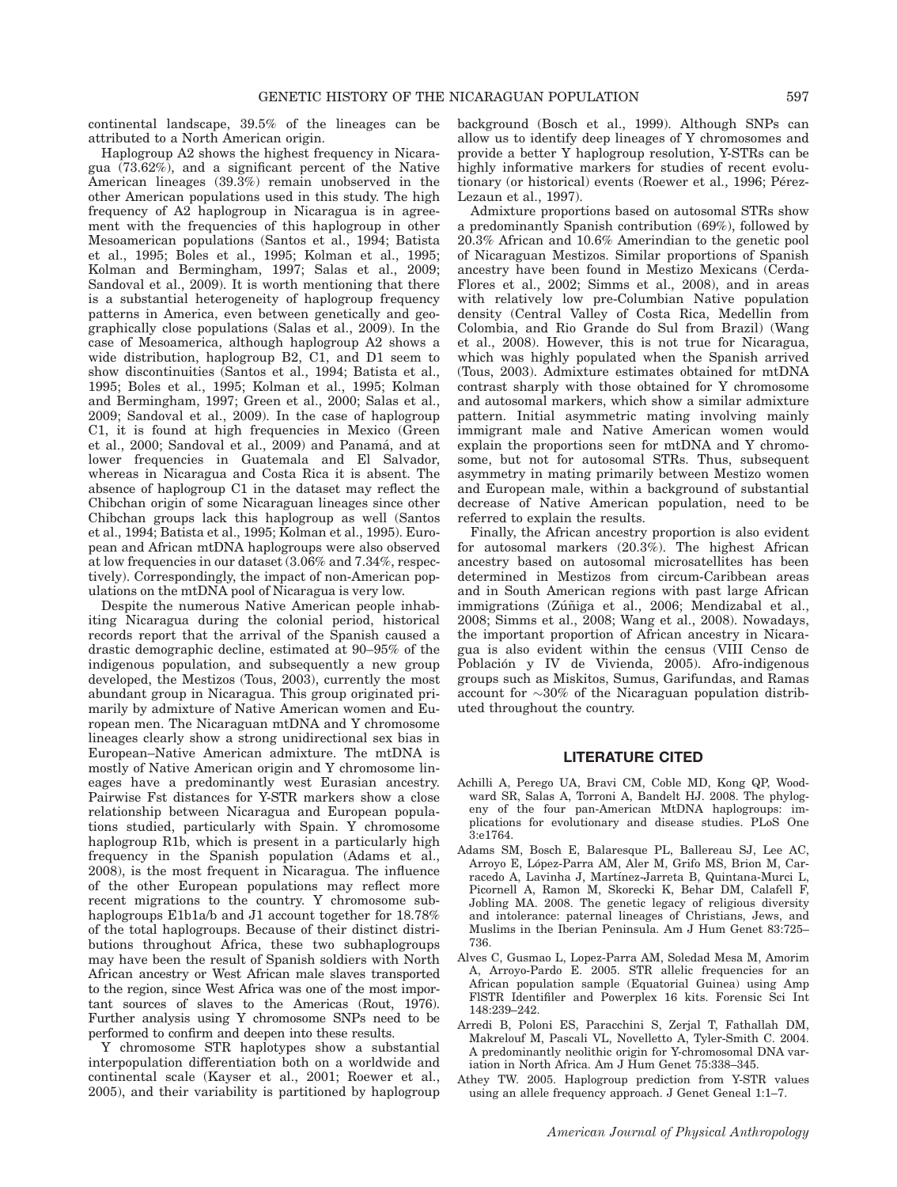continental landscape, 39.5% of the lineages can be attributed to a North American origin.

Haplogroup A2 shows the highest frequency in Nicaragua (73.62%), and a significant percent of the Native American lineages (39.3%) remain unobserved in the other American populations used in this study. The high frequency of A2 haplogroup in Nicaragua is in agreement with the frequencies of this haplogroup in other Mesoamerican populations (Santos et al., 1994; Batista et al., 1995; Boles et al., 1995; Kolman et al., 1995; Kolman and Bermingham, 1997; Salas et al., 2009; Sandoval et al., 2009). It is worth mentioning that there is a substantial heterogeneity of haplogroup frequency patterns in America, even between genetically and geographically close populations (Salas et al., 2009). In the case of Mesoamerica, although haplogroup A2 shows a wide distribution, haplogroup B2, C1, and D1 seem to show discontinuities (Santos et al., 1994; Batista et al., 1995; Boles et al., 1995; Kolman et al., 1995; Kolman and Bermingham, 1997; Green et al., 2000; Salas et al., 2009; Sandoval et al., 2009). In the case of haplogroup C1, it is found at high frequencies in Mexico (Green et al., 2000; Sandoval et al., 2009) and Panamá, and at lower frequencies in Guatemala and El Salvador, whereas in Nicaragua and Costa Rica it is absent. The absence of haplogroup C1 in the dataset may reflect the Chibchan origin of some Nicaraguan lineages since other Chibchan groups lack this haplogroup as well (Santos et al., 1994; Batista et al., 1995; Kolman et al., 1995). European and African mtDNA haplogroups were also observed at low frequencies in our dataset (3.06% and 7.34%, respectively). Correspondingly, the impact of non-American populations on the mtDNA pool of Nicaragua is very low.

Despite the numerous Native American people inhabiting Nicaragua during the colonial period, historical records report that the arrival of the Spanish caused a drastic demographic decline, estimated at 90–95% of the indigenous population, and subsequently a new group developed, the Mestizos (Tous, 2003), currently the most abundant group in Nicaragua. This group originated primarily by admixture of Native American women and European men. The Nicaraguan mtDNA and Y chromosome lineages clearly show a strong unidirectional sex bias in European–Native American admixture. The mtDNA is mostly of Native American origin and Y chromosome lineages have a predominantly west Eurasian ancestry. Pairwise Fst distances for Y-STR markers show a close relationship between Nicaragua and European populations studied, particularly with Spain. Y chromosome haplogroup R1b, which is present in a particularly high frequency in the Spanish population (Adams et al., 2008), is the most frequent in Nicaragua. The influence of the other European populations may reflect more recent migrations to the country. Y chromosome subhaplogroups E1b1a/b and J1 account together for 18.78% of the total haplogroups. Because of their distinct distributions throughout Africa, these two subhaplogroups may have been the result of Spanish soldiers with North African ancestry or West African male slaves transported to the region, since West Africa was one of the most important sources of slaves to the Americas (Rout, 1976). Further analysis using Y chromosome SNPs need to be performed to confirm and deepen into these results.

Y chromosome STR haplotypes show a substantial interpopulation differentiation both on a worldwide and continental scale (Kayser et al., 2001; Roewer et al., 2005), and their variability is partitioned by haplogroup background (Bosch et al., 1999). Although SNPs can allow us to identify deep lineages of Y chromosomes and provide a better Y haplogroup resolution, Y-STRs can be highly informative markers for studies of recent evolutionary (or historical) events (Roewer et al., 1996; Pérez-Lezaun et al., 1997).

Admixture proportions based on autosomal STRs show a predominantly Spanish contribution (69%), followed by 20.3% African and 10.6% Amerindian to the genetic pool of Nicaraguan Mestizos. Similar proportions of Spanish ancestry have been found in Mestizo Mexicans (Cerda-Flores et al., 2002; Simms et al., 2008), and in areas with relatively low pre-Columbian Native population density (Central Valley of Costa Rica, Medellin from Colombia, and Rio Grande do Sul from Brazil) (Wang et al., 2008). However, this is not true for Nicaragua, which was highly populated when the Spanish arrived (Tous, 2003). Admixture estimates obtained for mtDNA contrast sharply with those obtained for Y chromosome and autosomal markers, which show a similar admixture pattern. Initial asymmetric mating involving mainly immigrant male and Native American women would explain the proportions seen for mtDNA and Y chromosome, but not for autosomal STRs. Thus, subsequent asymmetry in mating primarily between Mestizo women and European male, within a background of substantial decrease of Native American population, need to be referred to explain the results.

Finally, the African ancestry proportion is also evident for autosomal markers (20.3%). The highest African ancestry based on autosomal microsatellites has been determined in Mestizos from circum-Caribbean areas and in South American regions with past large African immigrations (Zúñiga et al., 2006; Mendizabal et al., 2008; Simms et al., 2008; Wang et al., 2008). Nowadays, the important proportion of African ancestry in Nicaragua is also evident within the census (VIII Censo de Población y IV de Vivienda, 2005). Afro-indigenous groups such as Miskitos, Sumus, Garifundas, and Ramas account for ~30% of the Nicaraguan population distributed throughout the country.

## LITERATURE CITED

Achilli A, Perego UA, Bravi CM, Coble MD, Kong QP, Woodward SR, Salas A, Torroni A, Bandelt HJ. 2008. The phylogeny of the four pan-American MtDNA haplogroups: implications for evolutionary and disease studies. PLoS One 3:e1764.

Adams SM, Bosch E, Balaresque PL, Ballereau SJ, Lee AC, Arroyo E, López-Parra AM, Aler M, Grifo MS, Brion M, Carracedo A, Lavinha J, Martínez-Jarreta B, Quintana-Murci L, Picornell A, Ramon M, Skorecki K, Behar DM, Calafell F, Jobling MA. 2008. The genetic legacy of religious diversity and intolerance: paternal lineages of Christians, Jews, and Muslims in the Iberian Peninsula. Am J Hum Genet 83:725–736.

Alves C, Gusmao L, Lopez-Parra AM, Soledad Mesa M, Amorim A, Arroyo-Pardo E. 2005. STR allelic frequencies for an African population sample (Equatorial Guinea) using Amp FlSTR Identifiler and Powerplex 16 kits. Forensic Sci Int 148:239–242.

Arredi B, Poloni ES, Paracchini S, Zerjal T, Fathallah DM, Makrelouf M, Pascali VL, Novelletto A, Tyler-Smith C. 2004. A predominantly neolithic origin for Y-chromosomal DNA variation in North Africa. Am J Hum Genet 75:338–345.

Athey TW. 2005. Haplogroup prediction from Y-STR values using an allele frequency approach. J Genet Geneal 1:1–7.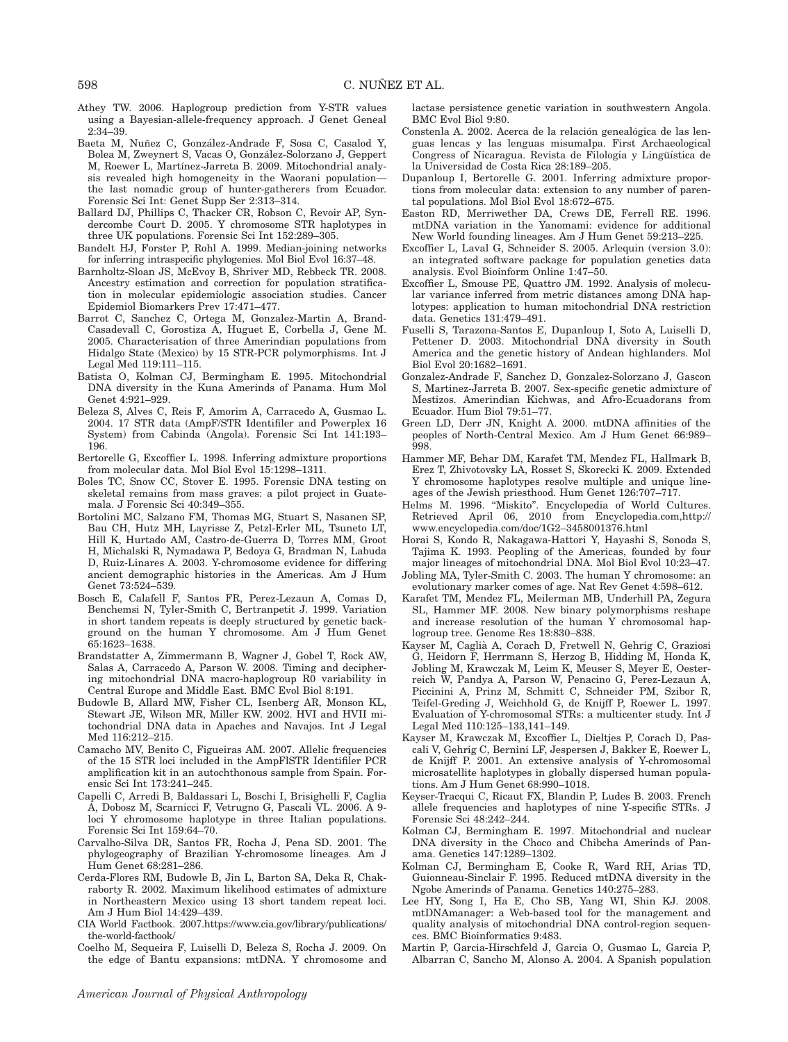Athey TW. 2006. Haplogroup prediction from Y-STR values using a Bayesian-allele-frequency approach. J Genet Geneal 2:34–39.

Baeta M, Nuñez C, González-Andrade F, Sosa C, Casalod Y, Bolea M, Zweynert S, Vacas O, González-Solorzano J, Geppert M, Roewer L, Martínez-Jarreta B. 2009. Mitochondrial analysis revealed high homogeneity in the Waorani population—the last nomadic group of hunter-gatherers from Ecuador. Forensic Sci Int: Genet Supp Ser 2:313–314.

Ballard DJ, Phillips C, Thacker CR, Robson C, Revoir AP, Syndercombe Court D. 2005. Y chromosome STR haplotypes in three UK populations. Forensic Sci Int 152:289–305.

Bandelt HJ, Forster P, Rohl A. 1999. Median-joining networks for inferring intraspecific phylogenies. Mol Biol Evol 16:37–48.

Barnholtz-Sloan JS, McEvoy B, Shriver MD, Rebbeck TR. 2008. Ancestry estimation and correction for population stratification in molecular epidemiologic association studies. Cancer Epidemiol Biomarkers Prev 17:471–477.

Barrot C, Sanchez C, Ortega M, Gonzalez-Martin A, Brand-Casadevall C, Gorostiza A, Huguet E, Corbella J, Gene M. 2005. Characterisation of three Amerindian populations from Hidalgo State (Mexico) by 15 STR-PCR polymorphisms. Int J Legal Med 119:111–115.

Batista O, Kolman CJ, Bermingham E. 1995. Mitochondrial DNA diversity in the Kuna Amerinds of Panama. Hum Mol Genet 4:921–929.

Beleza S, Alves C, Reis F, Amorim A, Carracedo A, Gusmao L. 2004. 17 STR data (AmpF/STR Identifiler and Powerplex 16 System) from Cabinda (Angola). Forensic Sci Int 141:193–196.

Bertorelle G, Excoffier L. 1998. Inferring admixture proportions from molecular data. Mol Biol Evol 15:1298–1311.

Boles TC, Snow CC, Stover E. 1995. Forensic DNA testing on skeletal remains from mass graves: a pilot project in Guatemala. J Forensic Sci 40:349–355.

Bortolini MC, Salzano FM, Thomas MG, Stuart S, Nasanen SP, Bau CH, Hutz MH, Layrisse Z, Petzl-Erler ML, Tsuneto LT, Hill K, Hurtado AM, Castro-de-Guerra D, Torres MM, Groot H, Michalski R, Nymadawa P, Bedoya G, Bradman N, Labuda D, Ruiz-Linares A. 2003. Y-chromosome evidence for differing ancient demographic histories in the Americas. Am J Hum Genet 73:524–539.

Bosch E, Calafell F, Santos FR, Perez-Lezaun A, Comas D, Benchemsi N, Tyler-Smith C, Bertranpetit J. 1999. Variation in short tandem repeats is deeply structured by genetic background on the human Y chromosome. Am J Hum Genet 65:1623–1638.

Brandstatter A, Zimmermann B, Wagner J, Gobel T, Rock AW, Salas A, Carracedo A, Parson W. 2008. Timing and deciphering mitochondrial DNA macro-haplogroup R0 variability in Central Europe and Middle East. BMC Evol Biol 8:191.

Budowle B, Allard MW, Fisher CL, Isenberg AR, Monson KL, Stewart JE, Wilson MR, Miller KW. 2002. HVI and HVII mitochondrial DNA data in Apaches and Navajos. Int J Legal Med 116:212–215.

Camacho MV, Benito C, Figueiras AM. 2007. Allelic frequencies of the 15 STR loci included in the AmpFlSTR Identifiler PCR amplification kit in an autochthonous sample from Spain. Forensic Sci Int 173:241–245.

Capelli C, Arredi B, Baldassari L, Boschi I, Brisighelli F, Caglia A, Dobosz M, Scarnicci F, Vetrugno G, Pascali VL. 2006. A 9-loci Y chromosome haplotype in three Italian populations. Forensic Sci Int 159:64–70.

Carvalho-Silva DR, Santos FR, Rocha J, Pena SD. 2001. The phylogeography of Brazilian Y-chromosome lineages. Am J Hum Genet 68:281–286.

Cerda-Flores RM, Budowle B, Jin L, Barton SA, Deka R, Chakraborty R. 2002. Maximum likelihood estimates of admixture in Northeastern Mexico using 13 short tandem repeat loci. Am J Hum Biol 14:429–439.

CIA World Factbook. 2007.https://www.cia.gov/library/publications/the-world-factbook/

Coelho M, Sequeira F, Luiselli D, Beleza S, Rocha J. 2009. On the edge of Bantu expansions: mtDNA. Y chromosome and lactase persistence genetic variation in southwestern Angola. BMC Evol Biol 9:80.

Constenla A. 2002. Acerca de la relación genealógica de las lenguas lencas y las lenguas misumalpa. First Archaeological Congress of Nicaragua. Revista de Filología y Lingüística de la Universidad de Costa Rica 28:189–205.

Dupanloup I, Bertorelle G. 2001. Inferring admixture proportions from molecular data: extension to any number of parental populations. Mol Biol Evol 18:672–675.

Easton RD, Merriwether DA, Crews DE, Ferrell RE. 1996. mtDNA variation in the Yanomami: evidence for additional New World founding lineages. Am J Hum Genet 59:213–225.

Excoffier L, Laval G, Schneider S. 2005. Arlequin (version 3.0): an integrated software package for population genetics data analysis. Evol Bioinform Online 1:47–50.

Excoffier L, Smouse PE, Quattro JM. 1992. Analysis of molecular variance inferred from metric distances among DNA haplotypes: application to human mitochondrial DNA restriction data. Genetics 131:479–491.

Fuselli S, Tarazona-Santos E, Dupanloup I, Soto A, Luiselli D, Pettener D. 2003. Mitochondrial DNA diversity in South America and the genetic history of Andean highlanders. Mol Biol Evol 20:1682–1691.

Gonzalez-Andrade F, Sanchez D, Gonzalez-Solorzano J, Gascon S, Martinez-Jarreta B. 2007. Sex-specific genetic admixture of Mestizos. Amerindian Kichwas, and Afro-Ecuadorans from Ecuador. Hum Biol 79:51–77.

Green LD, Derr JN, Knight A. 2000. mtDNA affinities of the peoples of North-Central Mexico. Am J Hum Genet 66:989–998.

Hammer MF, Behar DM, Karafet TM, Mendez FL, Hallmark B, Erez T, Zhivotovsky LA, Rosset S, Skorecki K. 2009. Extended Y chromosome haplotypes resolve multiple and unique lineages of the Jewish priesthood. Hum Genet 126:707–717.

Helms M. 1996. "Miskito". Encyclopedia of World Cultures. Retrieved April 06, 2010 from Encyclopedia.com,http://www.encyclopedia.com/doc/1G2–3458001376.html

Horai S, Kondo R, Nakagawa-Hattori Y, Hayashi S, Sonoda S, Tajima K. 1993. Peopling of the Americas, founded by four major lineages of mitochondrial DNA. Mol Biol Evol 10:23–47.

Jobling MA, Tyler-Smith C. 2003. The human Y chromosome: an evolutionary marker comes of age. Nat Rev Genet 4:598–612.

Karafet TM, Mendez FL, Meilerman MB, Underhill PA, Zegura SL, Hammer MF. 2008. New binary polymorphisms reshape and increase resolution of the human Y chromosomal haplogroup tree. Genome Res 18:830–838.

Kayser M, Caglià A, Corach D, Fretwell N, Gehrig C, Graziosi G, Heidorn F, Herrmann S, Herzog B, Hidding M, Honda K, Jobling M, Krawczak M, Leim K, Meuser S, Meyer E, Oesterreich W, Pandya A, Parson W, Penacino G, Perez-Lezaun A, Piccinini A, Prinz M, Schmitt C, Schneider PM, Szibor R, Teifel-Greding J, Weichhold G, de Knijff P, Roewer L. 1997. Evaluation of Y-chromosomal STRs: a multicenter study. Int J Legal Med 110:125–133,141–149.

Kayser M, Krawczak M, Excoffier L, Dieltjes P, Corach D, Pascali V, Gehrig C, Bernini LF, Jespersen J, Bakker E, Roewer L, de Knijff P. 2001. An extensive analysis of Y-chromosomal microsatellite haplotypes in globally dispersed human populations. Am J Hum Genet 68:990–1018.

Keyser-Tracqui C, Ricaut FX, Blandin P, Ludes B. 2003. French allele frequencies and haplotypes of nine Y-specific STRs. J Forensic Sci 48:242–244.

Kolman CJ, Bermingham E. 1997. Mitochondrial and nuclear DNA diversity in the Choco and Chibcha Amerinds of Panama. Genetics 147:1289–1302.

Kolman CJ, Bermingham E, Cooke R, Ward RH, Arias TD, Guionneau-Sinclair F. 1995. Reduced mtDNA diversity in the Ngobe Amerinds of Panama. Genetics 140:275–283.

Lee HY, Song I, Ha E, Cho SB, Yang WI, Shin KJ. 2008. mtDNAmanager: a Web-based tool for the management and quality analysis of mitochondrial DNA control-region sequences. BMC Bioinformatics 9:483.

Martin P, Garcia-Hirschfeld J, Garcia O, Gusmao L, Garcia P, Albarran C, Sancho M, Alonso A. 2004. A Spanish population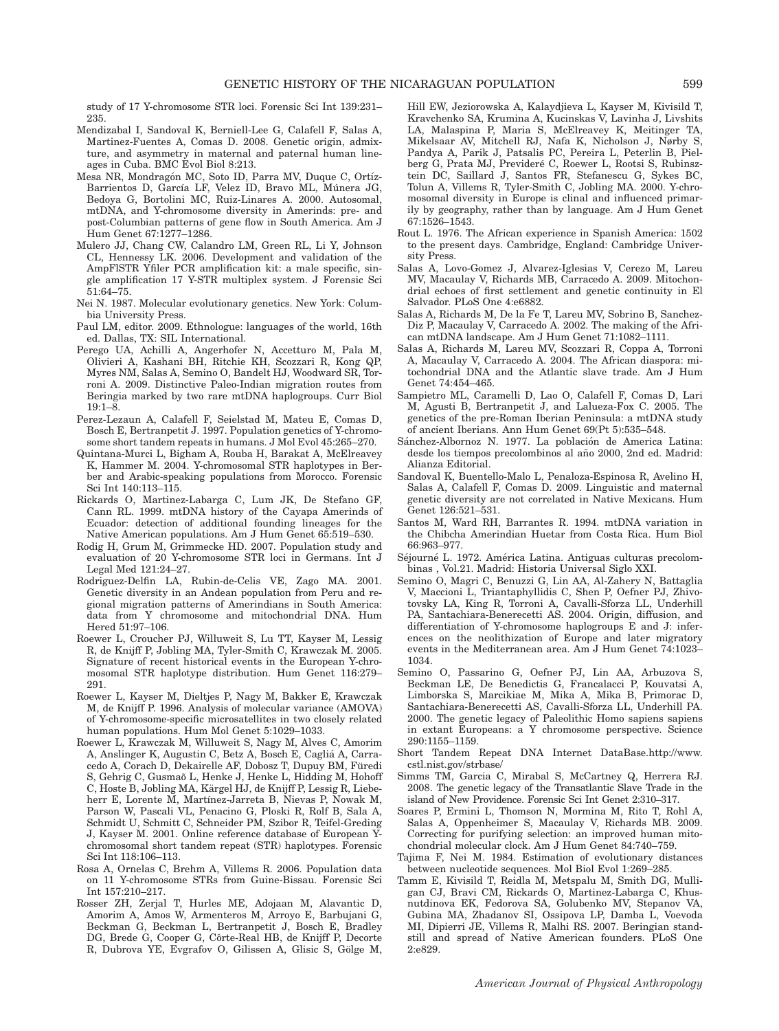study of 17 Y-chromosome STR loci. Forensic Sci Int 139:231–235.

Mendizabal I, Sandoval K, Berniell-Lee G, Calafell F, Salas A, Martinez-Fuentes A, Comas D. 2008. Genetic origin, admixture, and asymmetry in maternal and paternal human lineages in Cuba. BMC Evol Biol 8:213.

Mesa NR, Mondragón MC, Soto ID, Parra MV, Duque C, Ortíz-Barrientos D, García LF, Velez ID, Bravo ML, Múnera JG, Bedoya G, Bortolini MC, Ruiz-Linares A. 2000. Autosomal, mtDNA, and Y-chromosome diversity in Amerinds: pre- and post-Columbian patterns of gene flow in South America. Am J Hum Genet 67:1277–1286.

Mulero JJ, Chang CW, Calandro LM, Green RL, Li Y, Johnson CL, Hennessy LK. 2006. Development and validation of the AmpFlSTR Yfiler PCR amplification kit: a male specific, single amplification 17 Y-STR multiplex system. J Forensic Sci 51:64–75.

Nei N. 1987. Molecular evolutionary genetics. New York: Columbia University Press.

Paul LM, editor. 2009. Ethnologue: languages of the world, 16th ed. Dallas, TX: SIL International.

Perego UA, Achilli A, Angerhofer N, Accetturo M, Pala M, Olivieri A, Kashani BH, Ritchie KH, Scozzari R, Kong QP, Myres NM, Salas A, Semino O, Bandelt HJ, Woodward SR, Torroni A. 2009. Distinctive Paleo-Indian migration routes from Beringia marked by two rare mtDNA haplogroups. Curr Biol 19:1–8.

Perez-Lezaun A, Calafell F, Seielstad M, Mateu E, Comas D, Bosch E, Bertranpetit J. 1997. Population genetics of Y-chromosome short tandem repeats in humans. J Mol Evol 45:265–270.

Quintana-Murci L, Bigham A, Rouba H, Barakat A, McElreavey K, Hammer M. 2004. Y-chromosomal STR haplotypes in Berber and Arabic-speaking populations from Morocco. Forensic Sci Int 140:113–115.

Rickards O, Martinez-Labarga C, Lum JK, De Stefano GF, Cann RL. 1999. mtDNA history of the Cayapa Amerinds of Ecuador: detection of additional founding lineages for the Native American populations. Am J Hum Genet 65:519–530.

Rodig H, Grum M, Grimmecke HD. 2007. Population study and evaluation of 20 Y-chromosome STR loci in Germans. Int J Legal Med 121:24–27.

Rodriguez-Delfin LA, Rubin-de-Celis VE, Zago MA. 2001. Genetic diversity in an Andean population from Peru and regional migration patterns of Amerindians in South America: data from Y chromosome and mitochondrial DNA. Hum Hered 51:97–106.

Roewer L, Croucher PJ, Willuweit S, Lu TT, Kayser M, Lessig R, de Knijff P, Jobling MA, Tyler-Smith C, Krawczak M. 2005. Signature of recent historical events in the European Y-chromosomal STR haplotype distribution. Hum Genet 116:279–291.

Roewer L, Kayser M, Dieltjes P, Nagy M, Bakker E, Krawczak M, de Knijff P. 1996. Analysis of molecular variance (AMOVA) of Y-chromosome-specific microsatellites in two closely related human populations. Hum Mol Genet 5:1029–1033.

Roewer L, Krawczak M, Willuweit S, Nagy M, Alves C, Amorim A, Anslinger K, Augustin C, Betz A, Bosch E, Cagliá A, Carracedo A, Corach D, Dekairelle AF, Dobosz T, Dupuy BM, Füredi S, Gehrig C, Gusmaõ L, Henke J, Henke L, Hidding M, Hohoff C, Hoste B, Jobling MA, Kärgel HJ, de Knijff P, Lessig R, Liebeherr E, Lorente M, Martínez-Jarreta B, Nievas P, Nowak M, Parson W, Pascali VL, Penacino G, Ploski R, Rolf B, Sala A, Schmidt U, Schmitt C, Schneider PM, Szibor R, Teifel-Greding J, Kayser M. 2001. Online reference database of European Y-chromosomal short tandem repeat (STR) haplotypes. Forensic Sci Int 118:106–113.

Rosa A, Ornelas C, Brehm A, Villems R. 2006. Population data on 11 Y-chromosome STRs from Guine-Bissau. Forensic Sci Int 157:210–217.

Rosser ZH, Zerjal T, Hurles ME, Adojaan M, Alavantic D, Amorim A, Amos W, Armenteros M, Arroyo E, Barbujani G, Beckman G, Beckman L, Bertranpetit J, Bosch E, Bradley DG, Brede G, Cooper G, Côrte-Real HB, de Knijff P, Decorte R, Dubrova YE, Evgrafov O, Gilissen A, Glisic S, Gölge M, Hill EW, Jeziorowska A, Kalaydjieva L, Kayser M, Kivisild T, Kravchenko SA, Krumina A, Kucinskas V, Lavinha J, Livshits LA, Malaspina P, Maria S, McElreavey K, Meitinger TA, Mikelsaar AV, Mitchell RJ, Nafa K, Nicholson J, Nørby S, Pandya A, Parik J, Patsalis PC, Pereira L, Peterlin B, Pielberg G, Prata MJ, Previderé C, Roewer L, Rootsi S, Rubinsztein DC, Saillard J, Santos FR, Stefanescu G, Sykes BC, Tolun A, Villems R, Tyler-Smith C, Jobling MA. 2000. Y-chromosomal diversity in Europe is clinal and influenced primarily by geography, rather than by language. Am J Hum Genet 67:1526–1543.

Rout L. 1976. The African experience in Spanish America: 1502 to the present days. Cambridge, England: Cambridge University Press.

Salas A, Lovo-Gomez J, Alvarez-Iglesias V, Cerezo M, Lareu MV, Macaulay V, Richards MB, Carracedo A. 2009. Mitochondrial echoes of first settlement and genetic continuity in El Salvador. PLoS One 4:e6882.

Salas A, Richards M, De la Fe T, Lareu MV, Sobrino B, Sanchez-Diz P, Macaulay V, Carracedo A. 2002. The making of the African mtDNA landscape. Am J Hum Genet 71:1082–1111.

Salas A, Richards M, Lareu MV, Scozzari R, Coppa A, Torroni A, Macaulay V, Carracedo A. 2004. The African diaspora: mitochondrial DNA and the Atlantic slave trade. Am J Hum Genet 74:454–465.

Sampietro ML, Caramelli D, Lao O, Calafell F, Comas D, Lari M, Agusti B, Bertranpetit J, and Lalueza-Fox C. 2005. The genetics of the pre-Roman Iberian Peninsula: a mtDNA study of ancient Iberians. Ann Hum Genet 69(Pt 5):535–548.

Sánchez-Albornoz N. 1977. La población de America Latina: desde los tiempos precolombinos al año 2000, 2nd ed. Madrid: Alianza Editorial.

Sandoval K, Buentello-Malo L, Penaloza-Espinosa R, Avelino H, Salas A, Calafell F, Comas D. 2009. Linguistic and maternal genetic diversity are not correlated in Native Mexicans. Hum Genet 126:521–531.

Santos M, Ward RH, Barrantes R. 1994. mtDNA variation in the Chibcha Amerindian Huetar from Costa Rica. Hum Biol 66:963–977.

Séjourné L. 1972. América Latina. Antiguas culturas precolombinas , Vol.21. Madrid: Historia Universal Siglo XXI.

Semino O, Magri C, Benuzzi G, Lin AA, Al-Zahery N, Battaglia V, Maccioni L, Triantaphyllidis C, Shen P, Oefner PJ, Zhivotovsky LA, King R, Torroni A, Cavalli-Sforza LL, Underhill PA, Santachiara-Benerecetti AS. 2004. Origin, diffusion, and differentiation of Y-chromosome haplogroups E and J: inferences on the neolithization of Europe and later migratory events in the Mediterranean area. Am J Hum Genet 74:1023–1034.

Semino O, Passarino G, Oefner PJ, Lin AA, Arbuzova S, Beckman LE, De Benedictis G, Francalacci P, Kouvatsi A, Limborska S, Marcikiae M, Mika A, Mika B, Primorac D, Santachiara-Benerecetti AS, Cavalli-Sforza LL, Underhill PA. 2000. The genetic legacy of Paleolithic Homo sapiens sapiens in extant Europeans: a Y chromosome perspective. Science 290:1155–1159.

Short Tandem Repeat DNA Internet DataBase.http://www.cstl.nist.gov/strbase/

Simms TM, Garcia C, Mirabal S, McCartney Q, Herrera RJ. 2008. The genetic legacy of the Transatlantic Slave Trade in the island of New Providence. Forensic Sci Int Genet 2:310–317.

Soares P, Ermini L, Thomson N, Mormina M, Rito T, Rohl A, Salas A, Oppenheimer S, Macaulay V, Richards MB. 2009. Correcting for purifying selection: an improved human mitochondrial molecular clock. Am J Hum Genet 84:740–759.

Tajima F, Nei M. 1984. Estimation of evolutionary distances between nucleotide sequences. Mol Biol Evol 1:269–285.

Tamm E, Kivisild T, Reidla M, Metspalu M, Smith DG, Mulligan CJ, Bravi CM, Rickards O, Martinez-Labarga C, Khusnutdinova EK, Fedorova SA, Golubenko MV, Stepanov VA, Gubina MA, Zhadanov SI, Ossipova LP, Damba L, Voevoda MI, Dipierri JE, Villems R, Malhi RS. 2007. Beringian standstill and spread of Native American founders. PLoS One 2:e829.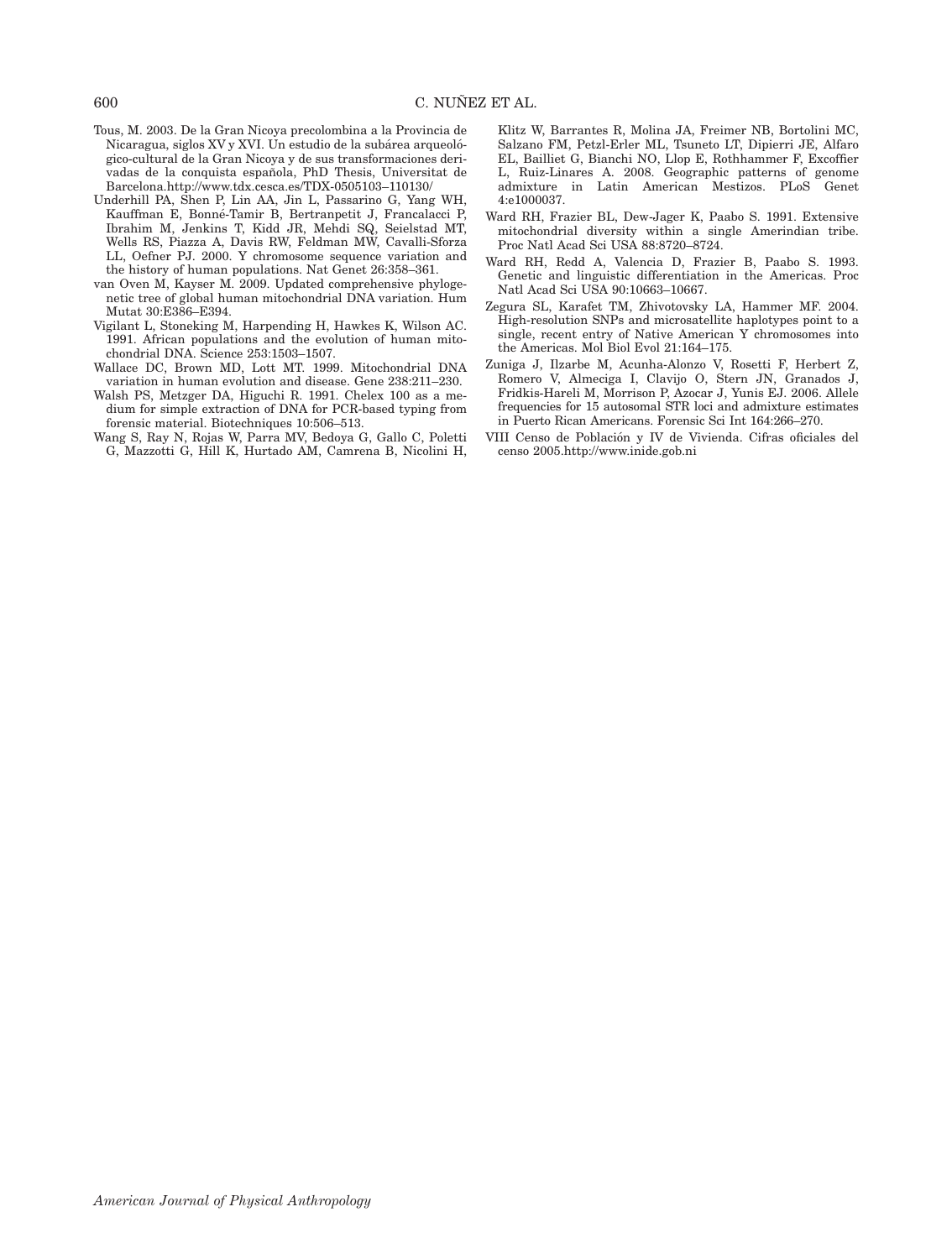Tous, M. 2003. De la Gran Nicoya precolombina a la Provincia de Nicaragua, siglos XV y XVI. Un estudio de la subárea arqueológico-cultural de la Gran Nicoya y de sus transformaciones derivadas de la conquista española, PhD Thesis, Universitat de Barcelona.http://www.tdx.cesca.es/TDX-0505103–110130/

Underhill PA, Shen P, Lin AA, Jin L, Passarino G, Yang WH, Kauffman E, Bonné-Tamir B, Bertranpetit J, Francalacci P, Ibrahim M, Jenkins T, Kidd JR, Mehdi SQ, Seielstad MT, Wells RS, Piazza A, Davis RW, Feldman MW, Cavalli-Sforza LL, Oefner PJ. 2000. Y chromosome sequence variation and the history of human populations. Nat Genet 26:358–361.

van Oven M, Kayser M. 2009. Updated comprehensive phylogenetic tree of global human mitochondrial DNA variation. Hum Mutat 30:E386–E394.

Vigilant L, Stoneking M, Harpending H, Hawkes K, Wilson AC. 1991. African populations and the evolution of human mitochondrial DNA. Science 253:1503–1507.

Wallace DC, Brown MD, Lott MT. 1999. Mitochondrial DNA variation in human evolution and disease. Gene 238:211–230.

Walsh PS, Metzger DA, Higuchi R. 1991. Chelex 100 as a medium for simple extraction of DNA for PCR-based typing from forensic material. Biotechniques 10:506–513.

Wang S, Ray N, Rojas W, Parra MV, Bedoya G, Gallo C, Poletti G, Mazzotti G, Hill K, Hurtado AM, Camrena B, Nicolini H, Klitz W, Barrantes R, Molina JA, Freimer NB, Bortolini MC, Salzano FM, Petzl-Erler ML, Tsuneto LT, Dipierri JE, Alfaro EL, Bailliet G, Bianchi NO, Llop E, Rothhammer F, Excoffier L, Ruiz-Linares A. 2008. Geographic patterns of genome admixture in Latin American Mestizos. PLoS Genet 4:e1000037.

Ward RH, Frazier BL, Dew-Jager K, Paabo S. 1991. Extensive mitochondrial diversity within a single Amerindian tribe. Proc Natl Acad Sci USA 88:8720–8724.

Ward RH, Redd A, Valencia D, Frazier B, Paabo S. 1993. Genetic and linguistic differentiation in the Americas. Proc Natl Acad Sci USA 90:10663–10667.

Zegura SL, Karafet TM, Zhivotovsky LA, Hammer MF. 2004. High-resolution SNPs and microsatellite haplotypes point to a single, recent entry of Native American Y chromosomes into the Americas. Mol Biol Evol 21:164–175.

Zuniga J, Ilzarbe M, Acunha-Alonzo V, Rosetti F, Herbert Z, Romero V, Almeciga I, Clavijo O, Stern JN, Granados J, Fridkis-Hareli M, Morrison P, Azocar J, Yunis EJ. 2006. Allele frequencies for 15 autosomal STR loci and admixture estimates in Puerto Rican Americans. Forensic Sci Int 164:266–270.

VIII Censo de Población y IV de Vivienda. Cifras oficiales del censo 2005.http://www.inide.gob.ni